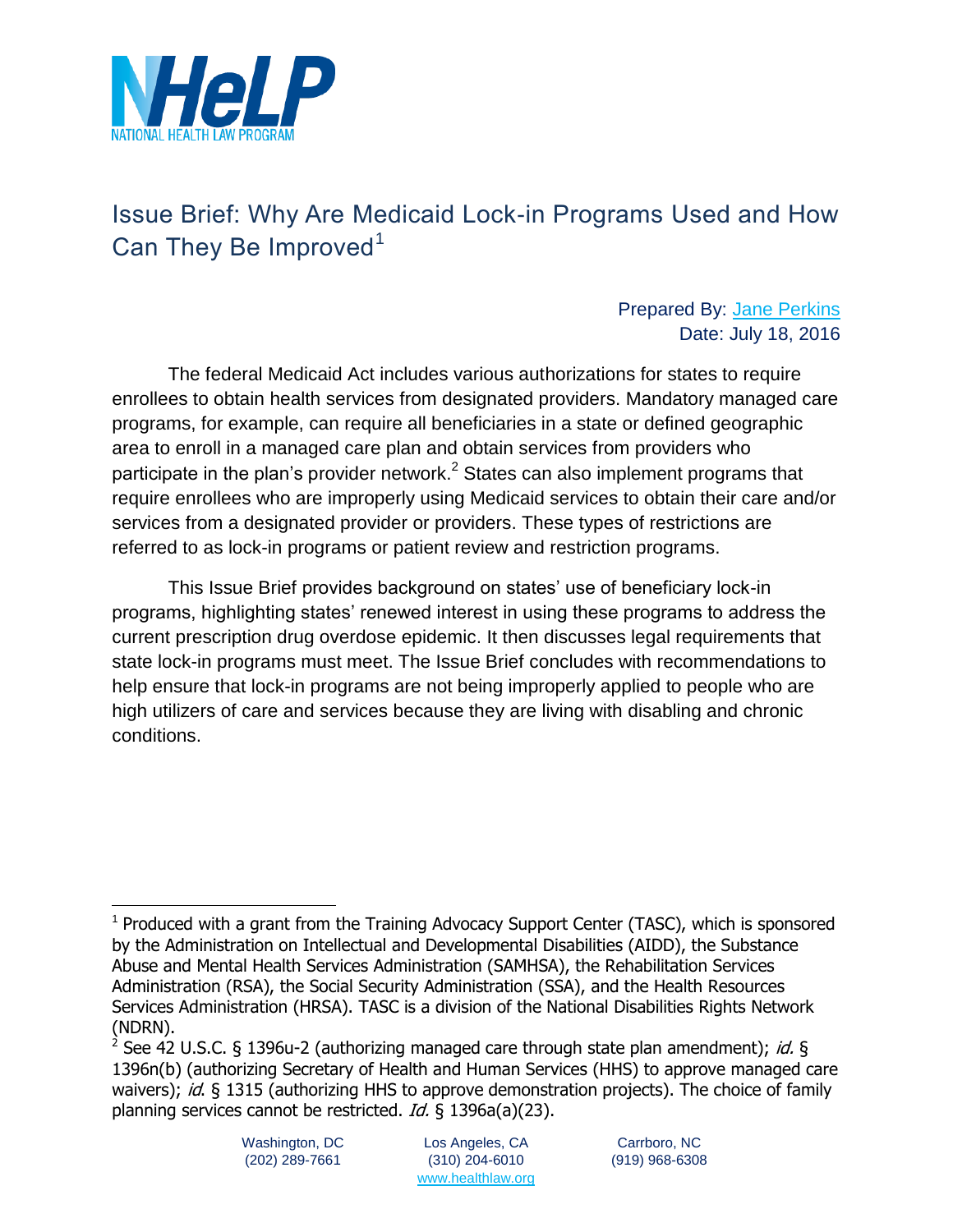NHeLP
NATIONAL HEALTH LAW PROGRAM

# Issue Brief: Why Are Medicaid Lock-in Programs Used and How Can They Be Improved[1]

Prepared By: [Jane Perkins](Jane Perkins)
Date: July 18, 2016

The federal Medicaid Act includes various authorizations for states to require enrollees to obtain health services from designated providers. Mandatory managed care programs, for example, can require all beneficiaries in a state or defined geographic area to enroll in a managed care plan and obtain services from providers who participate in the plan's provider network.[2] States can also implement programs that require enrollees who are improperly using Medicaid services to obtain their care and/or services from a designated provider or providers. These types of restrictions are referred to as lock-in programs or patient review and restriction programs.

This Issue Brief provides background on states' use of beneficiary lock-in programs, highlighting states' renewed interest in using these programs to address the current prescription drug overdose epidemic. It then discusses legal requirements that state lock-in programs must meet. The Issue Brief concludes with recommendations to help ensure that lock-in programs are not being improperly applied to people who are high utilizers of care and services because they are living with disabling and chronic conditions.

---

[1] Produced with a grant from the Training Advocacy Support Center (TASC), which is sponsored by the Administration on Intellectual and Developmental Disabilities (AIDD), the Substance Abuse and Mental Health Services Administration (SAMHSA), the Rehabilitation Services Administration (RSA), the Social Security Administration (SSA), and the Health Resources Services Administration (HRSA). TASC is a division of the National Disabilities Rights Network (NDRN).

[2] See 42 U.S.C. § 1396u-2 (authorizing managed care through state plan amendment); *id.* § 1396n(b) (authorizing Secretary of Health and Human Services (HHS) to approve managed care waivers); *id.* § 1315 (authorizing HHS to approve demonstration projects). The choice of family planning services cannot be restricted. *Id.* § 1396a(a)(23).

Washington, DC (202) 289-7661 | Los Angeles, CA (310) 204-6010 | Carrboro, NC (919) 968-6308
www.healthlaw.org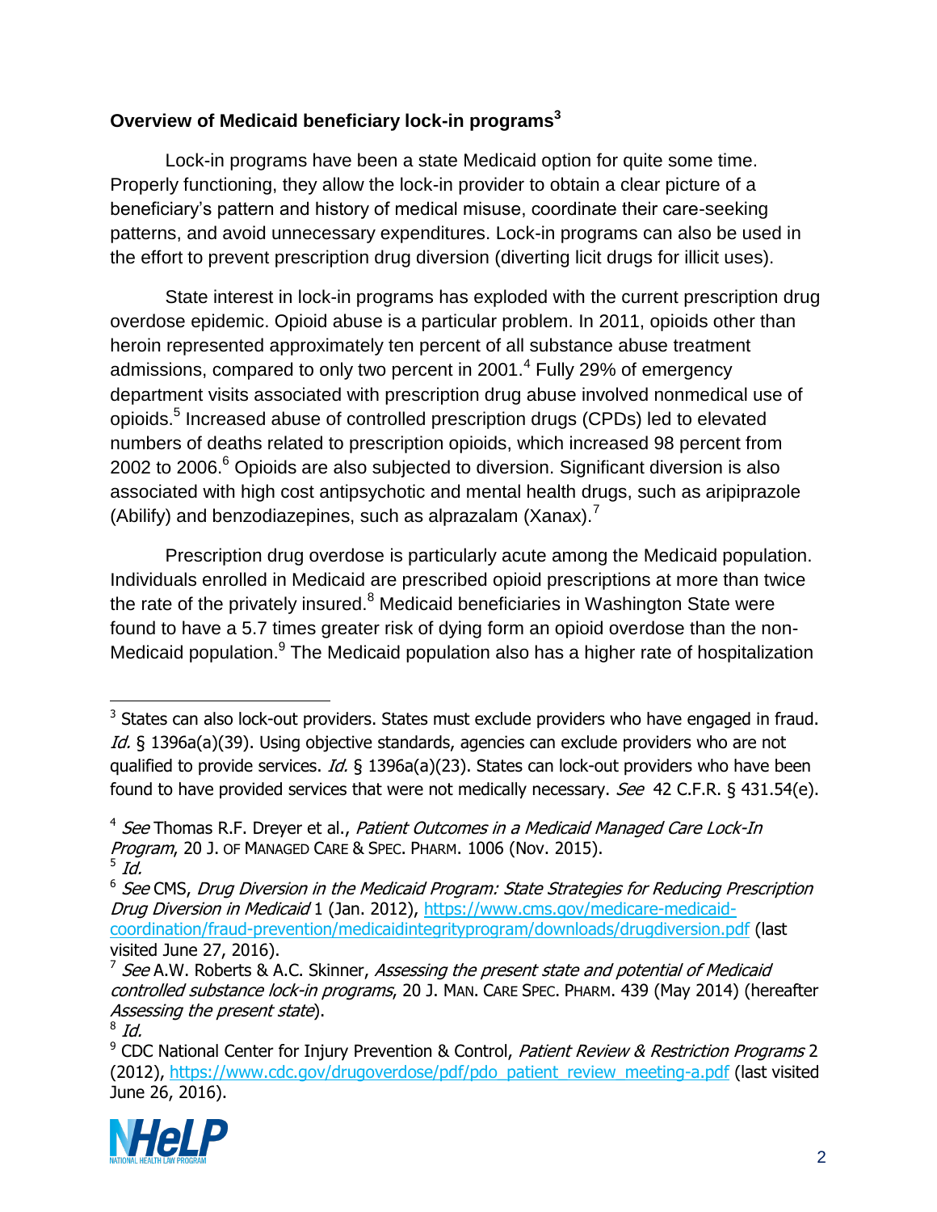## Overview of Medicaid beneficiary lock-in programs[3]

Lock-in programs have been a state Medicaid option for quite some time. Properly functioning, they allow the lock-in provider to obtain a clear picture of a beneficiary's pattern and history of medical misuse, coordinate their care-seeking patterns, and avoid unnecessary expenditures. Lock-in programs can also be used in the effort to prevent prescription drug diversion (diverting licit drugs for illicit uses).

State interest in lock-in programs has exploded with the current prescription drug overdose epidemic. Opioid abuse is a particular problem. In 2011, opioids other than heroin represented approximately ten percent of all substance abuse treatment admissions, compared to only two percent in 2001.[4] Fully 29% of emergency department visits associated with prescription drug abuse involved nonmedical use of opioids.[5] Increased abuse of controlled prescription drugs (CPDs) led to elevated numbers of deaths related to prescription opioids, which increased 98 percent from 2002 to 2006.[6] Opioids are also subjected to diversion. Significant diversion is also associated with high cost antipsychotic and mental health drugs, such as aripiprazole (Abilify) and benzodiazepines, such as alprazalam (Xanax).[7]

Prescription drug overdose is particularly acute among the Medicaid population. Individuals enrolled in Medicaid are prescribed opioid prescriptions at more than twice the rate of the privately insured.[8] Medicaid beneficiaries in Washington State were found to have a 5.7 times greater risk of dying form an opioid overdose than the non-Medicaid population.[9] The Medicaid population also has a higher rate of hospitalization

---

[3] States can also lock-out providers. States must exclude providers who have engaged in fraud. *Id.* § 1396a(a)(39). Using objective standards, agencies can exclude providers who are not qualified to provide services. *Id.* § 1396a(a)(23). States can lock-out providers who have been found to have provided services that were not medically necessary. *See* 42 C.F.R. § 431.54(e).

[4] *See* Thomas R.F. Dreyer et al., *Patient Outcomes in a Medicaid Managed Care Lock-In Program*, 20 J. OF MANAGED CARE & SPEC. PHARM. 1006 (Nov. 2015).

[5] *Id.*

[6] *See* CMS, *Drug Diversion in the Medicaid Program: State Strategies for Reducing Prescription Drug Diversion in Medicaid* 1 (Jan. 2012), https://www.cms.gov/medicare-medicaid-coordination/fraud-prevention/medicaidintegrityprogram/downloads/drugdiversion.pdf (last visited June 27, 2016).

[7] *See* A.W. Roberts & A.C. Skinner, *Assessing the present state and potential of Medicaid controlled substance lock-in programs*, 20 J. MAN. CARE SPEC. PHARM. 439 (May 2014) (hereafter *Assessing the present state*).

[8] *Id.*

[9] CDC National Center for Injury Prevention & Control, *Patient Review & Restriction Programs* 2 (2012), https://www.cdc.gov/drugoverdose/pdf/pdo_patient_review_meeting-a.pdf (last visited June 26, 2016).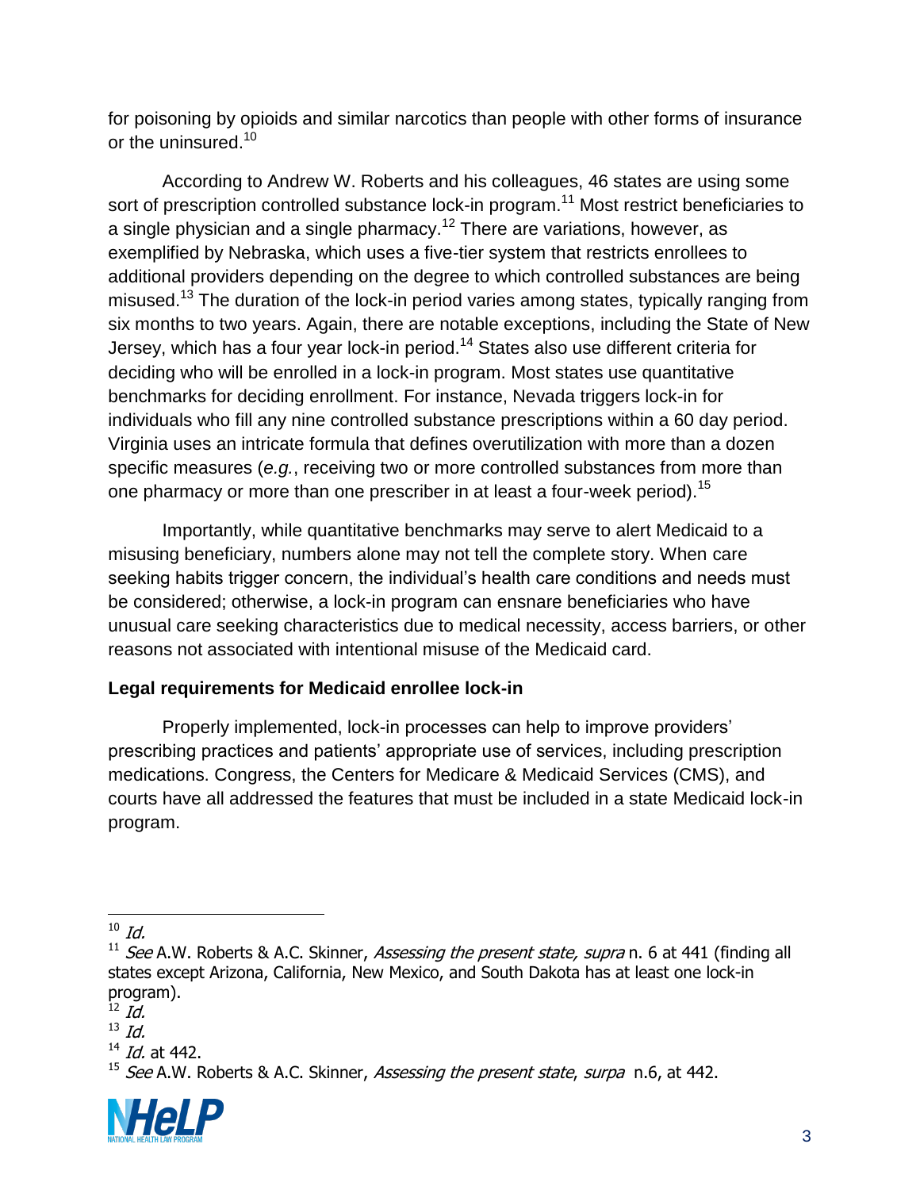for poisoning by opioids and similar narcotics than people with other forms of insurance or the uninsured.[10]

According to Andrew W. Roberts and his colleagues, 46 states are using some sort of prescription controlled substance lock-in program.[11] Most restrict beneficiaries to a single physician and a single pharmacy.[12] There are variations, however, as exemplified by Nebraska, which uses a five-tier system that restricts enrollees to additional providers depending on the degree to which controlled substances are being misused.[13] The duration of the lock-in period varies among states, typically ranging from six months to two years. Again, there are notable exceptions, including the State of New Jersey, which has a four year lock-in period.[14] States also use different criteria for deciding who will be enrolled in a lock-in program. Most states use quantitative benchmarks for deciding enrollment. For instance, Nevada triggers lock-in for individuals who fill any nine controlled substance prescriptions within a 60 day period. Virginia uses an intricate formula that defines overutilization with more than a dozen specific measures (*e.g.*, receiving two or more controlled substances from more than one pharmacy or more than one prescriber in at least a four-week period).[15]

Importantly, while quantitative benchmarks may serve to alert Medicaid to a misusing beneficiary, numbers alone may not tell the complete story. When care seeking habits trigger concern, the individual's health care conditions and needs must be considered; otherwise, a lock-in program can ensnare beneficiaries who have unusual care seeking characteristics due to medical necessity, access barriers, or other reasons not associated with intentional misuse of the Medicaid card.

**Legal requirements for Medicaid enrollee lock-in**

Properly implemented, lock-in processes can help to improve providers' prescribing practices and patients' appropriate use of services, including prescription medications. Congress, the Centers for Medicare & Medicaid Services (CMS), and courts have all addressed the features that must be included in a state Medicaid lock-in program.

---

[10] *Id.*

[11] *See* A.W. Roberts & A.C. Skinner, *Assessing the present state, supra* n. 6 at 441 (finding all states except Arizona, California, New Mexico, and South Dakota has at least one lock-in program).

[12] *Id.*

[13] *Id.*

[14] *Id.* at 442.

[15] *See* A.W. Roberts & A.C. Skinner, *Assessing the present state*, *surpa* n.6, at 442.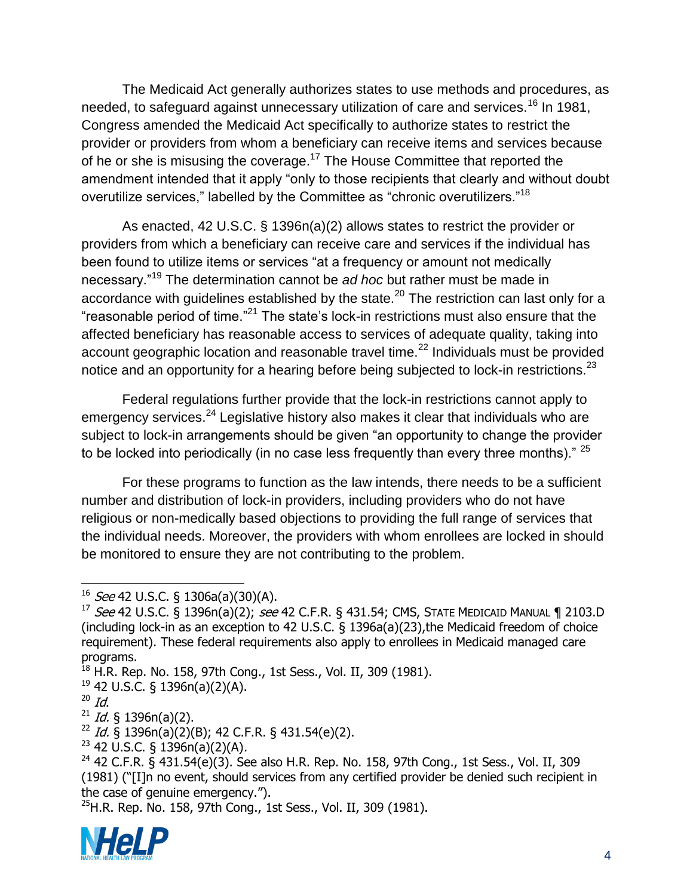The Medicaid Act generally authorizes states to use methods and procedures, as needed, to safeguard against unnecessary utilization of care and services.[16] In 1981, Congress amended the Medicaid Act specifically to authorize states to restrict the provider or providers from whom a beneficiary can receive items and services because of he or she is misusing the coverage.[17] The House Committee that reported the amendment intended that it apply "only to those recipients that clearly and without doubt overutilize services," labelled by the Committee as "chronic overutilizers."[18]

As enacted, 42 U.S.C. § 1396n(a)(2) allows states to restrict the provider or providers from which a beneficiary can receive care and services if the individual has been found to utilize items or services "at a frequency or amount not medically necessary."[19] The determination cannot be *ad hoc* but rather must be made in accordance with guidelines established by the state.[20] The restriction can last only for a "reasonable period of time."[21] The state's lock-in restrictions must also ensure that the affected beneficiary has reasonable access to services of adequate quality, taking into account geographic location and reasonable travel time.[22] Individuals must be provided notice and an opportunity for a hearing before being subjected to lock-in restrictions.[23]

Federal regulations further provide that the lock-in restrictions cannot apply to emergency services.[24] Legislative history also makes it clear that individuals who are subject to lock-in arrangements should be given "an opportunity to change the provider to be locked into periodically (in no case less frequently than every three months)." [25]

For these programs to function as the law intends, there needs to be a sufficient number and distribution of lock-in providers, including providers who do not have religious or non-medically based objections to providing the full range of services that the individual needs. Moreover, the providers with whom enrollees are locked in should be monitored to ensure they are not contributing to the problem.

---

[16] *See* 42 U.S.C. § 1306a(a)(30)(A).

[17] *See* 42 U.S.C. § 1396n(a)(2); *see* 42 C.F.R. § 431.54; CMS, STATE MEDICAID MANUAL ¶ 2103.D (including lock-in as an exception to 42 U.S.C. § 1396a(a)(23),the Medicaid freedom of choice requirement). These federal requirements also apply to enrollees in Medicaid managed care programs.

[18] H.R. Rep. No. 158, 97th Cong., 1st Sess., Vol. II, 309 (1981).

[19] 42 U.S.C. § 1396n(a)(2)(A).

[20] *Id.*

[21] *Id.* § 1396n(a)(2).

[22] *Id.* § 1396n(a)(2)(B); 42 C.F.R. § 431.54(e)(2).

[23] 42 U.S.C. § 1396n(a)(2)(A).

[24] 42 C.F.R. § 431.54(e)(3). See also H.R. Rep. No. 158, 97th Cong., 1st Sess., Vol. II, 309 (1981) ("[I]n no event, should services from any certified provider be denied such recipient in the case of genuine emergency.").

[25] H.R. Rep. No. 158, 97th Cong., 1st Sess., Vol. II, 309 (1981).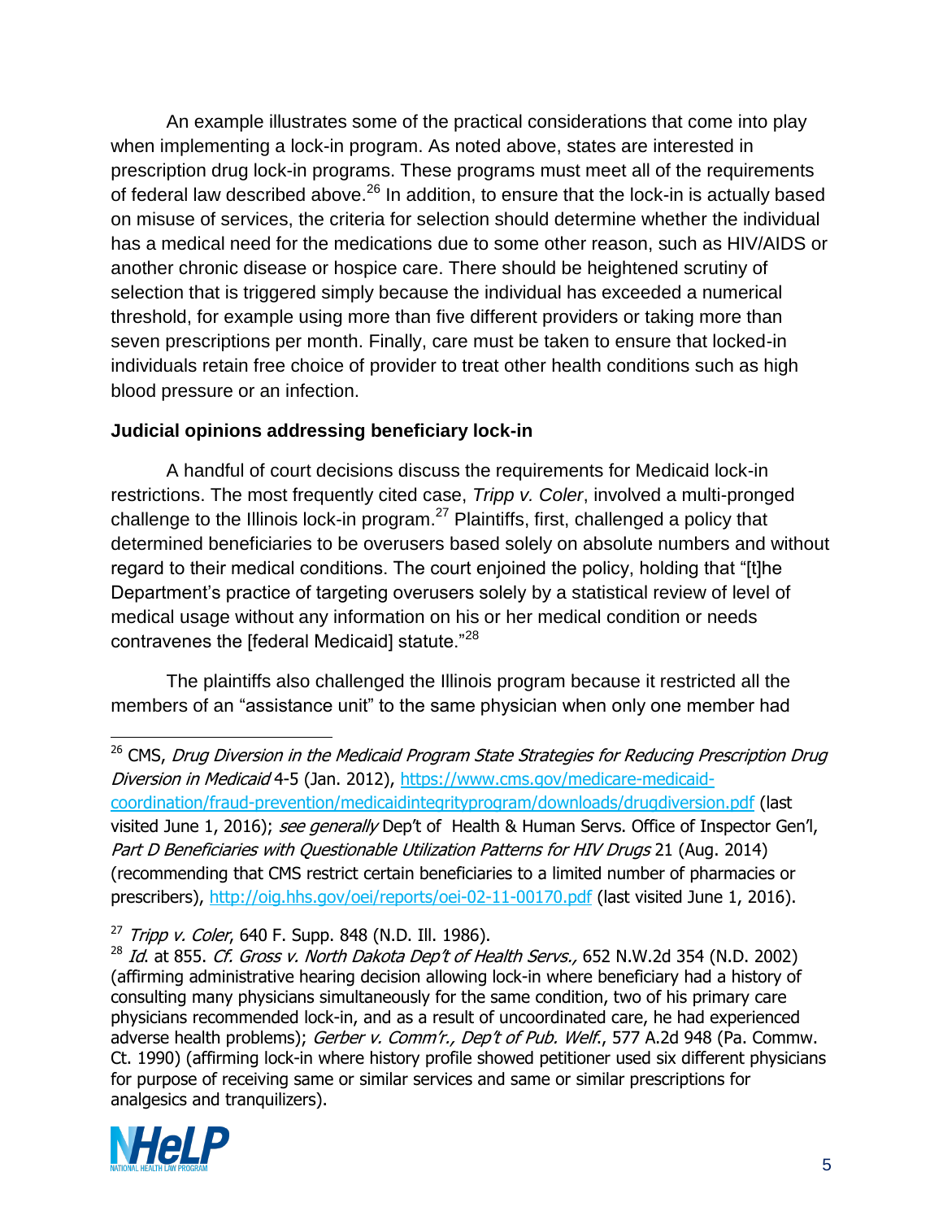An example illustrates some of the practical considerations that come into play when implementing a lock-in program. As noted above, states are interested in prescription drug lock-in programs. These programs must meet all of the requirements of federal law described above.[26] In addition, to ensure that the lock-in is actually based on misuse of services, the criteria for selection should determine whether the individual has a medical need for the medications due to some other reason, such as HIV/AIDS or another chronic disease or hospice care. There should be heightened scrutiny of selection that is triggered simply because the individual has exceeded a numerical threshold, for example using more than five different providers or taking more than seven prescriptions per month. Finally, care must be taken to ensure that locked-in individuals retain free choice of provider to treat other health conditions such as high blood pressure or an infection.

**Judicial opinions addressing beneficiary lock-in**

A handful of court decisions discuss the requirements for Medicaid lock-in restrictions. The most frequently cited case, *Tripp v. Coler*, involved a multi-pronged challenge to the Illinois lock-in program.[27] Plaintiffs, first, challenged a policy that determined beneficiaries to be overusers based solely on absolute numbers and without regard to their medical conditions. The court enjoined the policy, holding that "[t]he Department's practice of targeting overusers solely by a statistical review of level of medical usage without any information on his or her medical condition or needs contravenes the [federal Medicaid] statute."[28]

The plaintiffs also challenged the Illinois program because it restricted all the members of an "assistance unit" to the same physician when only one member had

---

[26] CMS, *Drug Diversion in the Medicaid Program State Strategies for Reducing Prescription Drug Diversion in Medicaid* 4-5 (Jan. 2012), https://www.cms.gov/medicare-medicaid-coordination/fraud-prevention/medicaidintegrityprogram/downloads/drugdiversion.pdf (last visited June 1, 2016); *see generally* Dep't of Health & Human Servs. Office of Inspector Gen'l, *Part D Beneficiaries with Questionable Utilization Patterns for HIV Drugs* 21 (Aug. 2014) (recommending that CMS restrict certain beneficiaries to a limited number of pharmacies or prescribers), http://oig.hhs.gov/oei/reports/oei-02-11-00170.pdf (last visited June 1, 2016).

[27] *Tripp v. Coler*, 640 F. Supp. 848 (N.D. Ill. 1986).

[28] *Id.* at 855. *Cf. Gross v. North Dakota Dep't of Health Servs.,* 652 N.W.2d 354 (N.D. 2002) (affirming administrative hearing decision allowing lock-in where beneficiary had a history of consulting many physicians simultaneously for the same condition, two of his primary care physicians recommended lock-in, and as a result of uncoordinated care, he had experienced adverse health problems); *Gerber v. Comm'r., Dep't of Pub. Welf.*, 577 A.2d 948 (Pa. Commw. Ct. 1990) (affirming lock-in where history profile showed petitioner used six different physicians for purpose of receiving same or similar services and same or similar prescriptions for analgesics and tranquilizers).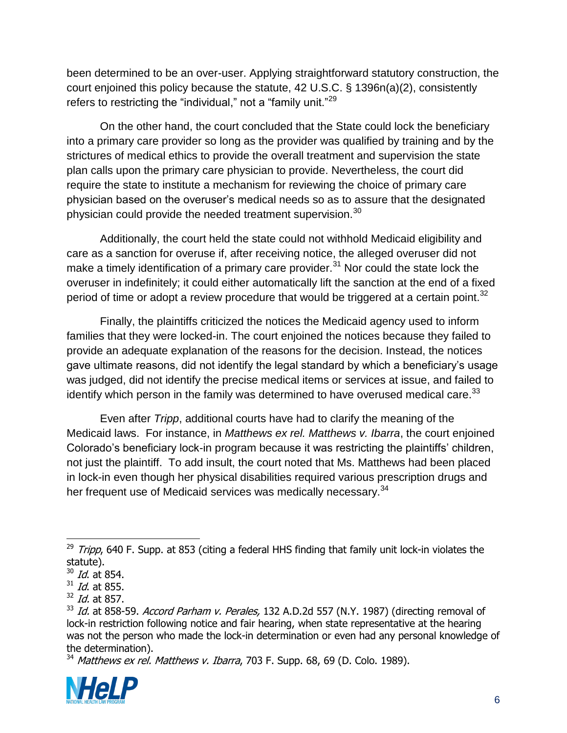been determined to be an over-user. Applying straightforward statutory construction, the court enjoined this policy because the statute, 42 U.S.C. § 1396n(a)(2), consistently refers to restricting the "individual," not a "family unit."[29]

On the other hand, the court concluded that the State could lock the beneficiary into a primary care provider so long as the provider was qualified by training and by the strictures of medical ethics to provide the overall treatment and supervision the state plan calls upon the primary care physician to provide. Nevertheless, the court did require the state to institute a mechanism for reviewing the choice of primary care physician based on the overuser's medical needs so as to assure that the designated physician could provide the needed treatment supervision.[30]

Additionally, the court held the state could not withhold Medicaid eligibility and care as a sanction for overuse if, after receiving notice, the alleged overuser did not make a timely identification of a primary care provider.[31] Nor could the state lock the overuser in indefinitely; it could either automatically lift the sanction at the end of a fixed period of time or adopt a review procedure that would be triggered at a certain point.[32]

Finally, the plaintiffs criticized the notices the Medicaid agency used to inform families that they were locked-in. The court enjoined the notices because they failed to provide an adequate explanation of the reasons for the decision. Instead, the notices gave ultimate reasons, did not identify the legal standard by which a beneficiary's usage was judged, did not identify the precise medical items or services at issue, and failed to identify which person in the family was determined to have overused medical care.[33]

Even after *Tripp*, additional courts have had to clarify the meaning of the Medicaid laws. For instance, in *Matthews ex rel. Matthews v. Ibarra*, the court enjoined Colorado's beneficiary lock-in program because it was restricting the plaintiffs' children, not just the plaintiff. To add insult, the court noted that Ms. Matthews had been placed in lock-in even though her physical disabilities required various prescription drugs and her frequent use of Medicaid services was medically necessary.[34]

---

[29] *Tripp*, 640 F. Supp. at 853 (citing a federal HHS finding that family unit lock-in violates the statute).

[30] *Id.* at 854.

[31] *Id.* at 855.

[32] *Id.* at 857.

[33] *Id.* at 858-59. *Accord Parham v. Perales,* 132 A.D.2d 557 (N.Y. 1987) (directing removal of lock-in restriction following notice and fair hearing, when state representative at the hearing was not the person who made the lock-in determination or even had any personal knowledge of the determination).

[34] *Matthews ex rel. Matthews v. Ibarra*, 703 F. Supp. 68, 69 (D. Colo. 1989).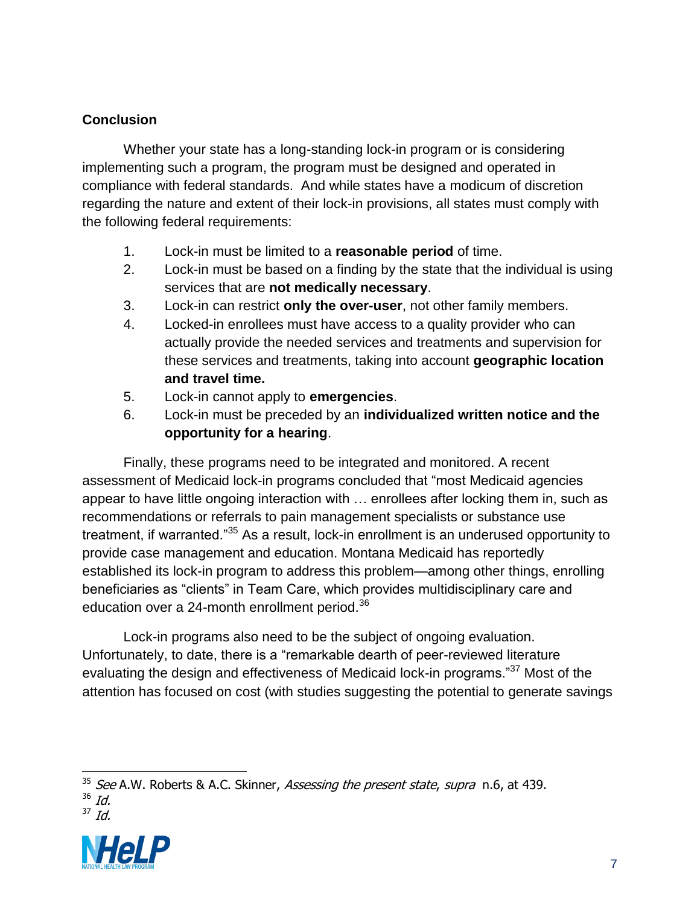## Conclusion

Whether your state has a long-standing lock-in program or is considering implementing such a program, the program must be designed and operated in compliance with federal standards. And while states have a modicum of discretion regarding the nature and extent of their lock-in provisions, all states must comply with the following federal requirements:

1. Lock-in must be limited to a **reasonable period** of time.
2. Lock-in must be based on a finding by the state that the individual is using services that are **not medically necessary**.
3. Lock-in can restrict **only the over-user**, not other family members.
4. Locked-in enrollees must have access to a quality provider who can actually provide the needed services and treatments and supervision for these services and treatments, taking into account **geographic location and travel time.**
5. Lock-in cannot apply to **emergencies**.
6. Lock-in must be preceded by an **individualized written notice and the opportunity for a hearing**.

Finally, these programs need to be integrated and monitored. A recent assessment of Medicaid lock-in programs concluded that "most Medicaid agencies appear to have little ongoing interaction with … enrollees after locking them in, such as recommendations or referrals to pain management specialists or substance use treatment, if warranted."[35] As a result, lock-in enrollment is an underused opportunity to provide case management and education. Montana Medicaid has reportedly established its lock-in program to address this problem—among other things, enrolling beneficiaries as "clients" in Team Care, which provides multidisciplinary care and education over a 24-month enrollment period.[36]

Lock-in programs also need to be the subject of ongoing evaluation. Unfortunately, to date, there is a "remarkable dearth of peer-reviewed literature evaluating the design and effectiveness of Medicaid lock-in programs."[37] Most of the attention has focused on cost (with studies suggesting the potential to generate savings

---

[35] *See* A.W. Roberts & A.C. Skinner, *Assessing the present state*, *supra* n.6, at 439.
[36] *Id.*
[37] *Id.*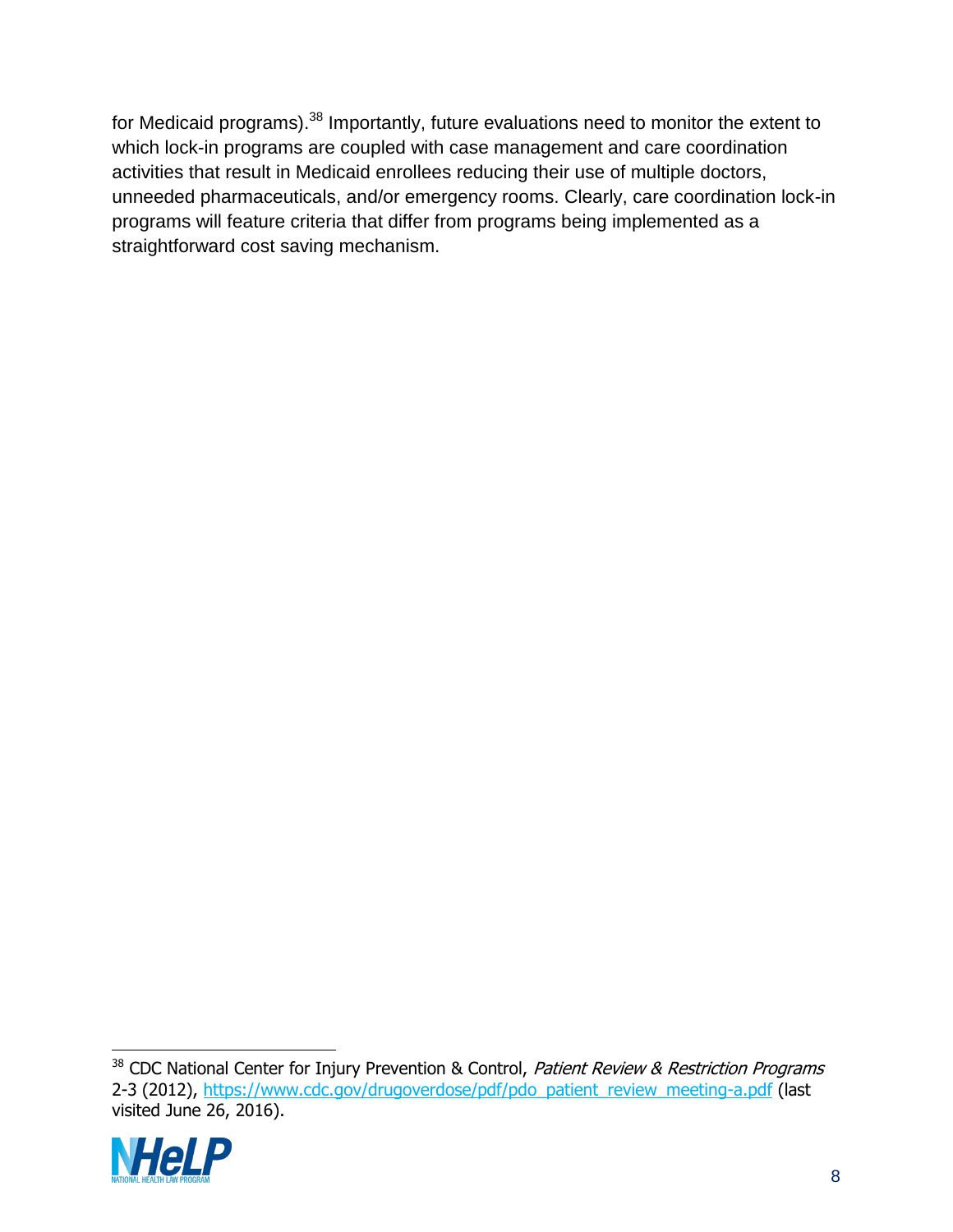for Medicaid programs).[38] Importantly, future evaluations need to monitor the extent to which lock-in programs are coupled with case management and care coordination activities that result in Medicaid enrollees reducing their use of multiple doctors, unneeded pharmaceuticals, and/or emergency rooms. Clearly, care coordination lock-in programs will feature criteria that differ from programs being implemented as a straightforward cost saving mechanism.

---

[38] CDC National Center for Injury Prevention & Control, *Patient Review & Restriction Programs* 2-3 (2012), https://www.cdc.gov/drugoverdose/pdf/pdo_patient_review_meeting-a.pdf (last visited June 26, 2016).